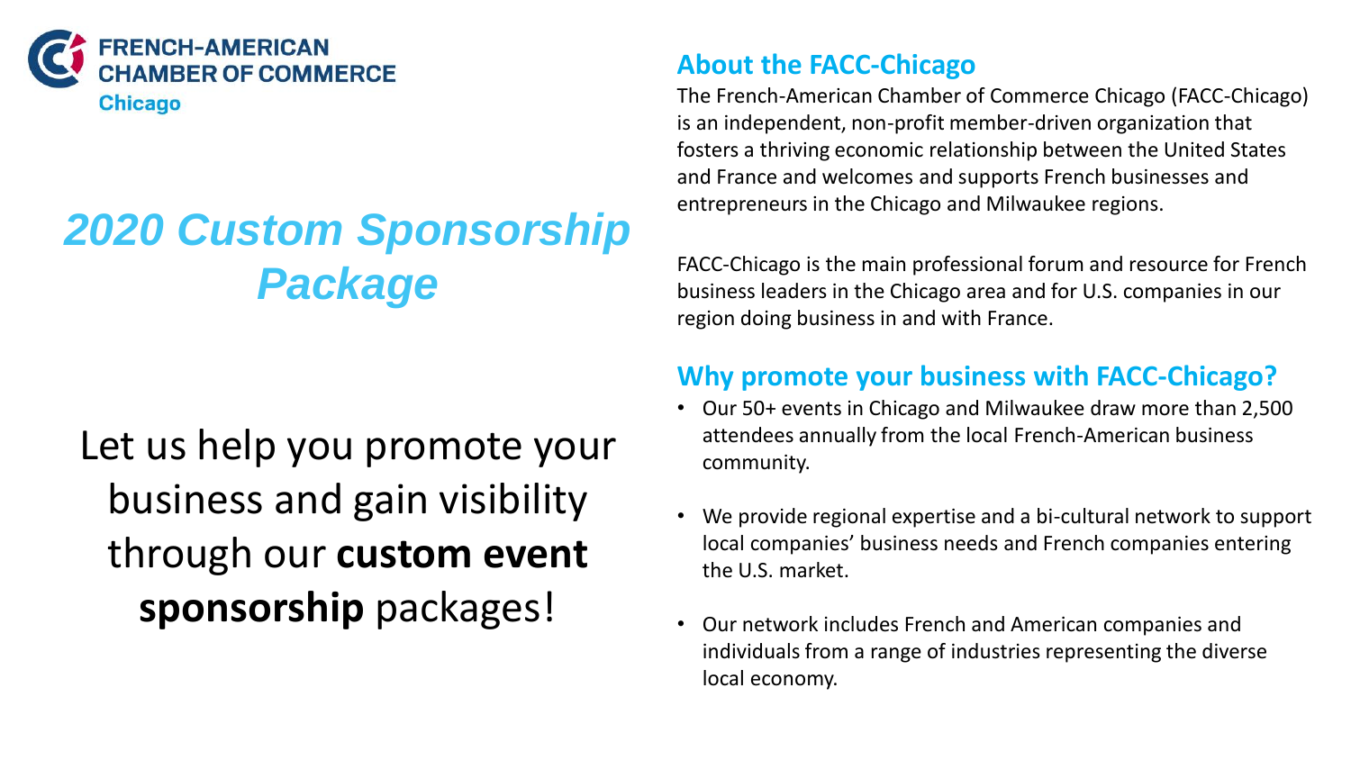**FRENCH-AMERICAN CHAMBER OF COMMERCE**
**Chicago**

# *2020 Custom Sponsorship Package*

Let us help you promote your business and gain visibility through our **custom event sponsorship** packages!

## About the FACC-Chicago

The French-American Chamber of Commerce Chicago (FACC-Chicago) is an independent, non-profit member-driven organization that fosters a thriving economic relationship between the United States and France and welcomes and supports French businesses and entrepreneurs in the Chicago and Milwaukee regions.

FACC-Chicago is the main professional forum and resource for French business leaders in the Chicago area and for U.S. companies in our region doing business in and with France.

## Why promote your business with FACC-Chicago?

- Our 50+ events in Chicago and Milwaukee draw more than 2,500 attendees annually from the local French-American business community.
- We provide regional expertise and a bi-cultural network to support local companies' business needs and French companies entering the U.S. market.
- Our network includes French and American companies and individuals from a range of industries representing the diverse local economy.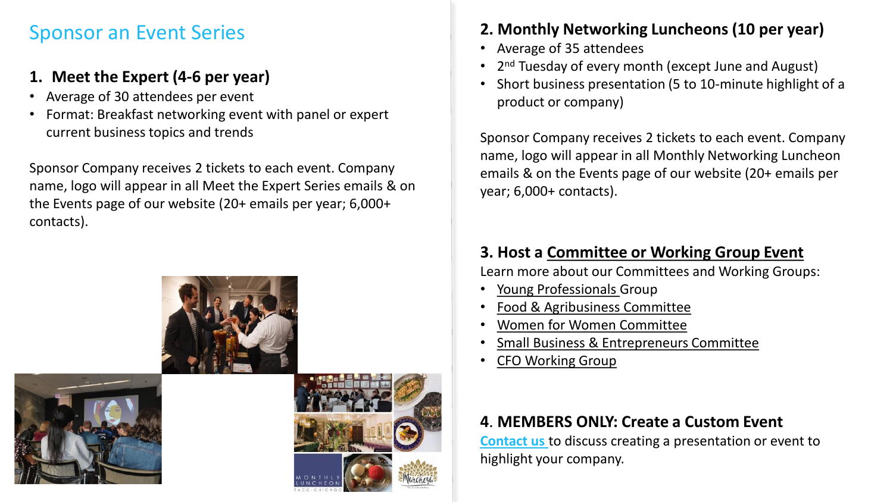# Sponsor an Event Series

## 1. Meet the Expert (4-6 per year)

- Average of 30 attendees per event
- Format: Breakfast networking event with panel or expert current business topics and trends

Sponsor Company receives 2 tickets to each event. Company name, logo will appear in all Meet the Expert Series emails & on the Events page of our website (20+ emails per year; 6,000+ contacts).

## 2. Monthly Networking Luncheons (10 per year)

- Average of 35 attendees
- 2nd Tuesday of every month (except June and August)
- Short business presentation (5 to 10-minute highlight of a product or company)

Sponsor Company receives 2 tickets to each event. Company name, logo will appear in all Monthly Networking Luncheon emails & on the Events page of our website (20+ emails per year; 6,000+ contacts).

## 3. Host a Committee or Working Group Event

Learn more about our Committees and Working Groups:

- Young Professionals Group
- Food & Agribusiness Committee
- Women for Women Committee
- Small Business & Entrepreneurs Committee
- CFO Working Group

## 4. MEMBERS ONLY: Create a Custom Event

Contact us to discuss creating a presentation or event to highlight your company.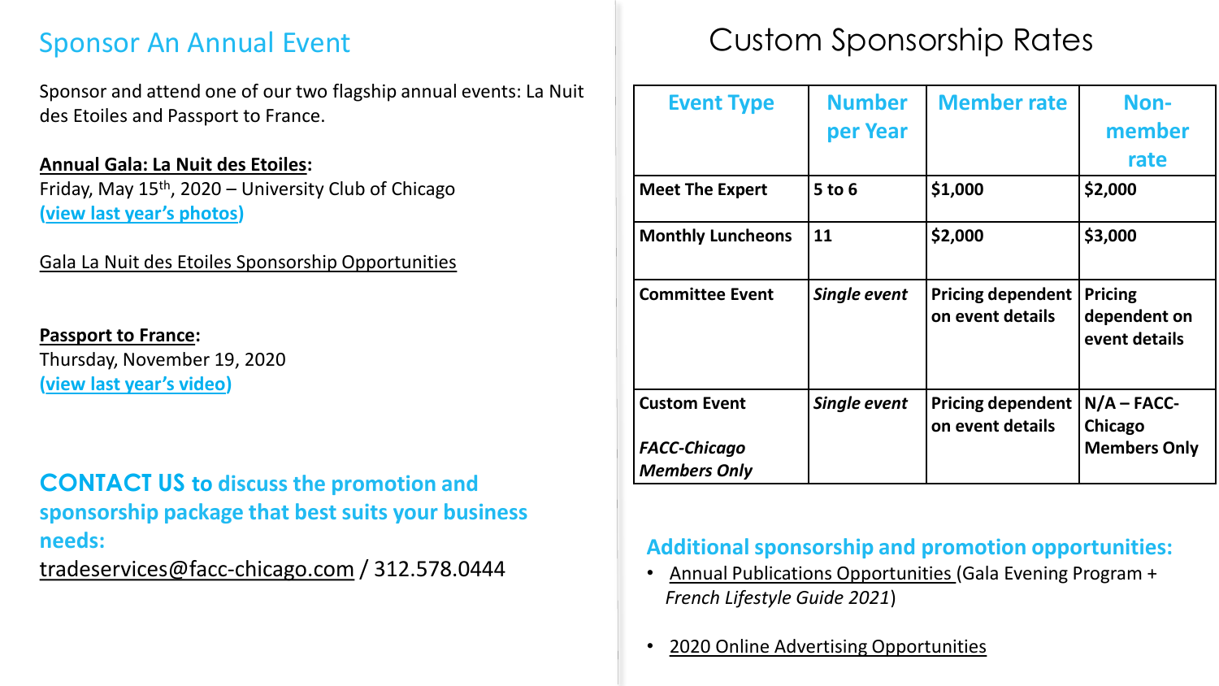## Sponsor An Annual Event

Sponsor and attend one of our two flagship annual events: La Nuit des Etoiles and Passport to France.

**Annual Gala: La Nuit des Etoiles:**
Friday, May 15th, 2020 – University Club of Chicago
**(view last year's photos)**

Gala La Nuit des Etoiles Sponsorship Opportunities

**Passport to France:**
Thursday, November 19, 2020
**(view last year's video)**

**CONTACT US to discuss the promotion and sponsorship package that best suits your business needs:**
tradeservices@facc-chicago.com / 312.578.0444

# Custom Sponsorship Rates

| Event Type | Number per Year | Member rate | Non-member rate |
|---|---|---|---|
| **Meet The Expert** | **5 to 6** | **$1,000** | **$2,000** |
| **Monthly Luncheons** | **11** | **$2,000** | **$3,000** |
| **Committee Event** | ***Single event*** | **Pricing dependent on event details** | **Pricing dependent on event details** |
| **Custom Event** ***FACC-Chicago Members Only*** | ***Single event*** | **Pricing dependent on event details** | **N/A – FACC-Chicago Members Only** |

### Additional sponsorship and promotion opportunities:

- Annual Publications Opportunities (Gala Evening Program + *French Lifestyle Guide 2021*)
- 2020 Online Advertising Opportunities